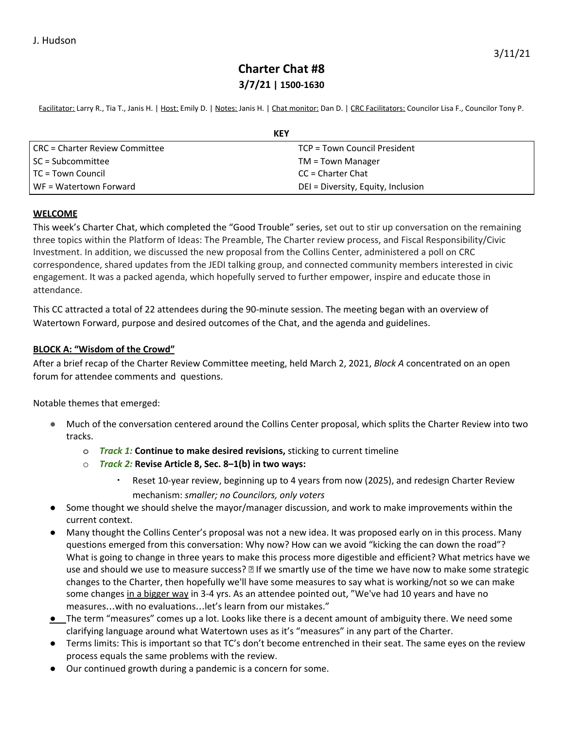J. Hudson

3/11/21

# Charter Chat #8

**3/7/21 | 1500-1630**

Facilitator: Larry R., Tia T., Janis H. | Host: Emily D. | Notes: Janis H. | Chat monitor: Dan D. | CRC Facilitators: Councilor Lisa F., Councilor Tony P.

**KEY**

| | |
|---|---|
| CRC = Charter Review Committee | TCP = Town Council President |
| SC = Subcommittee | TM = Town Manager |
| TC = Town Council | CC = Charter Chat |
| WF = Watertown Forward | DEI = Diversity, Equity, Inclusion |

## WELCOME

This week's Charter Chat, which completed the "Good Trouble" series, set out to stir up conversation on the remaining three topics within the Platform of Ideas: The Preamble, The Charter review process, and Fiscal Responsibility/Civic Investment. In addition, we discussed the new proposal from the Collins Center, administered a poll on CRC correspondence, shared updates from the JEDI talking group, and connected community members interested in civic engagement. It was a packed agenda, which hopefully served to further empower, inspire and educate those in attendance.

This CC attracted a total of 22 attendees during the 90-minute session. The meeting began with an overview of Watertown Forward, purpose and desired outcomes of the Chat, and the agenda and guidelines.

## BLOCK A: "Wisdom of the Crowd"

After a brief recap of the Charter Review Committee meeting, held March 2, 2021, *Block A* concentrated on an open forum for attendee comments and questions.

Notable themes that emerged:

- Much of the conversation centered around the Collins Center proposal, which splits the Charter Review into two tracks.
  - ***Track 1:*** **Continue to make desired revisions,** sticking to current timeline
  - ***Track 2:*** **Revise Article 8, Sec. 8–1(b) in two ways:**
    - Reset 10-year review, beginning up to 4 years from now (2025), and redesign Charter Review mechanism: *smaller; no Councilors, only voters*
- Some thought we should shelve the mayor/manager discussion, and work to make improvements within the current context.
- Many thought the Collins Center's proposal was not a new idea. It was proposed early on in this process. Many questions emerged from this conversation: Why now? How can we avoid "kicking the can down the road"? What is going to change in three years to make this process more digestible and efficient? What metrics have we use and should we use to measure success? ⮕ If we smartly use of the time we have now to make some strategic changes to the Charter, then hopefully we'll have some measures to say what is working/not so we can make some changes in a bigger way in 3-4 yrs. As an attendee pointed out, "We've had 10 years and have no measures…with no evaluations…let's learn from our mistakes."
- The term "measures" comes up a lot. Looks like there is a decent amount of ambiguity there. We need some clarifying language around what Watertown uses as it's "measures" in any part of the Charter.
- Terms limits: This is important so that TC's don't become entrenched in their seat. The same eyes on the review process equals the same problems with the review.
- Our continued growth during a pandemic is a concern for some.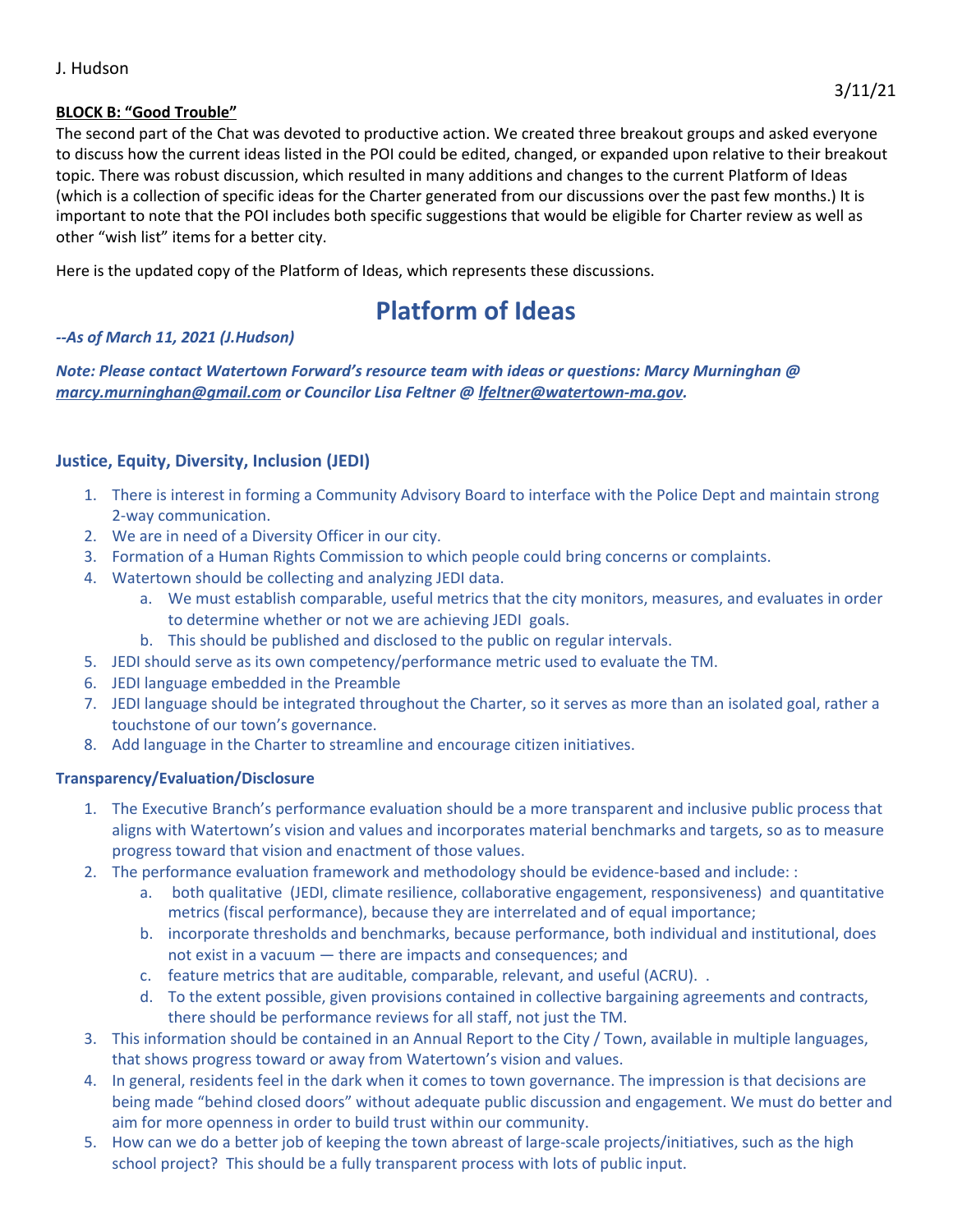J. Hudson

3/11/21

**BLOCK B: "Good Trouble"**

The second part of the Chat was devoted to productive action. We created three breakout groups and asked everyone to discuss how the current ideas listed in the POI could be edited, changed, or expanded upon relative to their breakout topic. There was robust discussion, which resulted in many additions and changes to the current Platform of Ideas (which is a collection of specific ideas for the Charter generated from our discussions over the past few months.) It is important to note that the POI includes both specific suggestions that would be eligible for Charter review as well as other "wish list" items for a better city.

Here is the updated copy of the Platform of Ideas, which represents these discussions.

# Platform of Ideas

***--As of March 11, 2021 (J.Hudson)***

***Note: Please contact Watertown Forward's resource team with ideas or questions: Marcy Murninghan @ marcy.murninghan@gmail.com or Councilor Lisa Feltner @ lfeltner@watertown-ma.gov.***

### Justice, Equity, Diversity, Inclusion (JEDI)

1. There is interest in forming a Community Advisory Board to interface with the Police Dept and maintain strong 2-way communication.
2. We are in need of a Diversity Officer in our city.
3. Formation of a Human Rights Commission to which people could bring concerns or complaints.
4. Watertown should be collecting and analyzing JEDI data.
   a. We must establish comparable, useful metrics that the city monitors, measures, and evaluates in order to determine whether or not we are achieving JEDI goals.
   b. This should be published and disclosed to the public on regular intervals.
5. JEDI should serve as its own competency/performance metric used to evaluate the TM.
6. JEDI language embedded in the Preamble
7. JEDI language should be integrated throughout the Charter, so it serves as more than an isolated goal, rather a touchstone of our town's governance.
8. Add language in the Charter to streamline and encourage citizen initiatives.

#### Transparency/Evaluation/Disclosure

1. The Executive Branch's performance evaluation should be a more transparent and inclusive public process that aligns with Watertown's vision and values and incorporates material benchmarks and targets, so as to measure progress toward that vision and enactment of those values.
2. The performance evaluation framework and methodology should be evidence-based and include: :
   a. both qualitative (JEDI, climate resilience, collaborative engagement, responsiveness) and quantitative metrics (fiscal performance), because they are interrelated and of equal importance;
   b. incorporate thresholds and benchmarks, because performance, both individual and institutional, does not exist in a vacuum — there are impacts and consequences; and
   c. feature metrics that are auditable, comparable, relevant, and useful (ACRU). .
   d. To the extent possible, given provisions contained in collective bargaining agreements and contracts, there should be performance reviews for all staff, not just the TM.
3. This information should be contained in an Annual Report to the City / Town, available in multiple languages, that shows progress toward or away from Watertown's vision and values.
4. In general, residents feel in the dark when it comes to town governance. The impression is that decisions are being made "behind closed doors" without adequate public discussion and engagement. We must do better and aim for more openness in order to build trust within our community.
5. How can we do a better job of keeping the town abreast of large-scale projects/initiatives, such as the high school project? This should be a fully transparent process with lots of public input.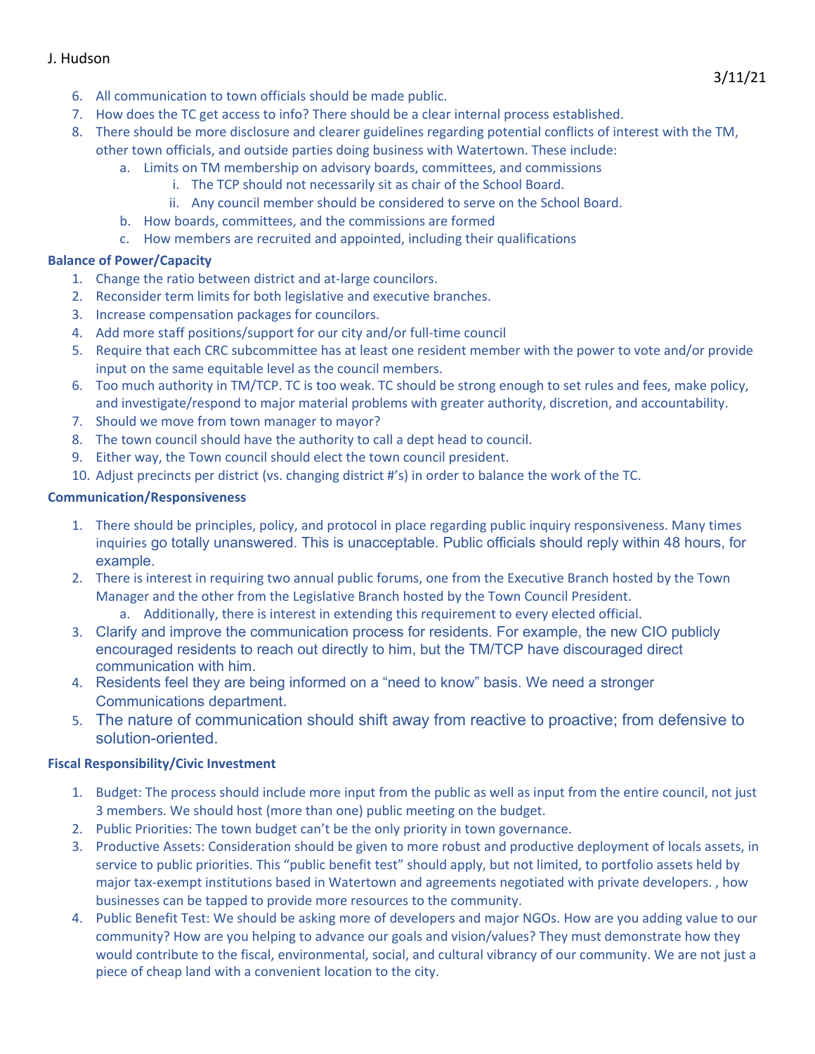J. Hudson

3/11/21

6. All communication to town officials should be made public.
7. How does the TC get access to info? There should be a clear internal process established.
8. There should be more disclosure and clearer guidelines regarding potential conflicts of interest with the TM, other town officials, and outside parties doing business with Watertown. These include:
    a. Limits on TM membership on advisory boards, committees, and commissions
        i. The TCP should not necessarily sit as chair of the School Board.
        ii. Any council member should be considered to serve on the School Board.
    b. How boards, committees, and the commissions are formed
    c. How members are recruited and appointed, including their qualifications

**Balance of Power/Capacity**

1. Change the ratio between district and at-large councilors.
2. Reconsider term limits for both legislative and executive branches.
3. Increase compensation packages for councilors.
4. Add more staff positions/support for our city and/or full-time council
5. Require that each CRC subcommittee has at least one resident member with the power to vote and/or provide input on the same equitable level as the council members.
6. Too much authority in TM/TCP. TC is too weak. TC should be strong enough to set rules and fees, make policy, and investigate/respond to major material problems with greater authority, discretion, and accountability.
7. Should we move from town manager to mayor?
8. The town council should have the authority to call a dept head to council.
9. Either way, the Town council should elect the town council president.
10. Adjust precincts per district (vs. changing district #'s) in order to balance the work of the TC.

**Communication/Responsiveness**

1. There should be principles, policy, and protocol in place regarding public inquiry responsiveness. Many times inquiries go totally unanswered. This is unacceptable. Public officials should reply within 48 hours, for example.
2. There is interest in requiring two annual public forums, one from the Executive Branch hosted by the Town Manager and the other from the Legislative Branch hosted by the Town Council President.
    a. Additionally, there is interest in extending this requirement to every elected official.
3. Clarify and improve the communication process for residents. For example, the new CIO publicly encouraged residents to reach out directly to him, but the TM/TCP have discouraged direct communication with him.
4. Residents feel they are being informed on a "need to know" basis. We need a stronger Communications department.
5. The nature of communication should shift away from reactive to proactive; from defensive to solution-oriented.

**Fiscal Responsibility/Civic Investment**

1. Budget: The process should include more input from the public as well as input from the entire council, not just 3 members. We should host (more than one) public meeting on the budget.
2. Public Priorities: The town budget can't be the only priority in town governance.
3. Productive Assets: Consideration should be given to more robust and productive deployment of locals assets, in service to public priorities. This "public benefit test" should apply, but not limited, to portfolio assets held by major tax-exempt institutions based in Watertown and agreements negotiated with private developers. , how businesses can be tapped to provide more resources to the community.
4. Public Benefit Test: We should be asking more of developers and major NGOs. How are you adding value to our community? How are you helping to advance our goals and vision/values? They must demonstrate how they would contribute to the fiscal, environmental, social, and cultural vibrancy of our community. We are not just a piece of cheap land with a convenient location to the city.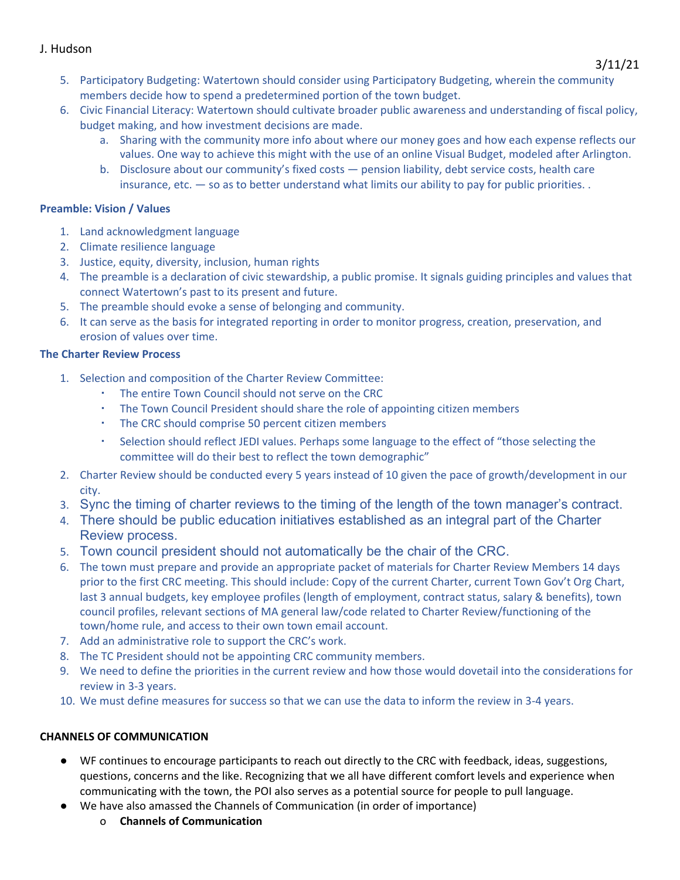5. Participatory Budgeting: Watertown should consider using Participatory Budgeting, wherein the community members decide how to spend a predetermined portion of the town budget.
6. Civic Financial Literacy: Watertown should cultivate broader public awareness and understanding of fiscal policy, budget making, and how investment decisions are made.
    a. Sharing with the community more info about where our money goes and how each expense reflects our values. One way to achieve this might with the use of an online Visual Budget, modeled after Arlington.
    b. Disclosure about our community's fixed costs — pension liability, debt service costs, health care insurance, etc. — so as to better understand what limits our ability to pay for public priorities. .

**Preamble: Vision / Values**

1. Land acknowledgment language
2. Climate resilience language
3. Justice, equity, diversity, inclusion, human rights
4. The preamble is a declaration of civic stewardship, a public promise. It signals guiding principles and values that connect Watertown's past to its present and future.
5. The preamble should evoke a sense of belonging and community.
6. It can serve as the basis for integrated reporting in order to monitor progress, creation, preservation, and erosion of values over time.

**The Charter Review Process**

1. Selection and composition of the Charter Review Committee:
    - The entire Town Council should not serve on the CRC
    - The Town Council President should share the role of appointing citizen members
    - The CRC should comprise 50 percent citizen members
    - Selection should reflect JEDI values. Perhaps some language to the effect of "those selecting the committee will do their best to reflect the town demographic"
2. Charter Review should be conducted every 5 years instead of 10 given the pace of growth/development in our city.
3. Sync the timing of charter reviews to the timing of the length of the town manager's contract.
4. There should be public education initiatives established as an integral part of the Charter Review process.
5. Town council president should not automatically be the chair of the CRC.
6. The town must prepare and provide an appropriate packet of materials for Charter Review Members 14 days prior to the first CRC meeting. This should include: Copy of the current Charter, current Town Gov't Org Chart, last 3 annual budgets, key employee profiles (length of employment, contract status, salary & benefits), town council profiles, relevant sections of MA general law/code related to Charter Review/functioning of the town/home rule, and access to their own town email account.
7. Add an administrative role to support the CRC's work.
8. The TC President should not be appointing CRC community members.
9. We need to define the priorities in the current review and how those would dovetail into the considerations for review in 3-3 years.
10. We must define measures for success so that we can use the data to inform the review in 3-4 years.

**CHANNELS OF COMMUNICATION**

- WF continues to encourage participants to reach out directly to the CRC with feedback, ideas, suggestions, questions, concerns and the like. Recognizing that we all have different comfort levels and experience when communicating with the town, the POI also serves as a potential source for people to pull language.
- We have also amassed the Channels of Communication (in order of importance)
    - **Channels of Communication**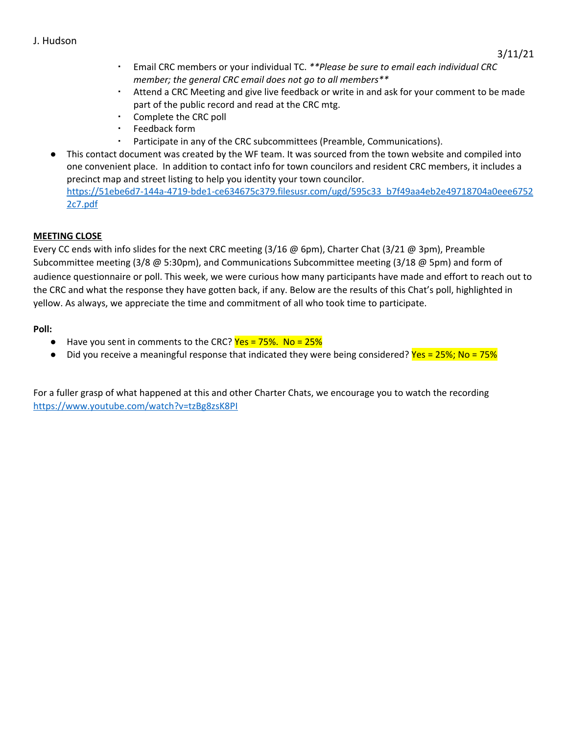- Email CRC members or your individual TC. ***Please be sure to email each individual CRC member; the general CRC email does not go to all members***
  - Attend a CRC Meeting and give live feedback or write in and ask for your comment to be made part of the public record and read at the CRC mtg.
  - Complete the CRC poll
  - Feedback form
  - Participate in any of the CRC subcommittees (Preamble, Communications).
- This contact document was created by the WF team. It was sourced from the town website and compiled into one convenient place. In addition to contact info for town councilors and resident CRC members, it includes a precinct map and street listing to help you identity your town councilor. https://51ebe6d7-144a-4719-bde1-ce634675c379.filesusr.com/ugd/595c33_b7f49aa4eb2e49718704a0eee67522c7.pdf

**MEETING CLOSE**

Every CC ends with info slides for the next CRC meeting (3/16 @ 6pm), Charter Chat (3/21 @ 3pm), Preamble Subcommittee meeting (3/8 @ 5:30pm), and Communications Subcommittee meeting (3/18 @ 5pm) and form of audience questionnaire or poll. This week, we were curious how many participants have made and effort to reach out to the CRC and what the response they have gotten back, if any. Below are the results of this Chat's poll, highlighted in yellow. As always, we appreciate the time and commitment of all who took time to participate.

**Poll:**

- Have you sent in comments to the CRC? Yes = 75%. No = 25%
- Did you receive a meaningful response that indicated they were being considered? Yes = 25%; No = 75%

For a fuller grasp of what happened at this and other Charter Chats, we encourage you to watch the recording https://www.youtube.com/watch?v=tzBg8zsK8PI